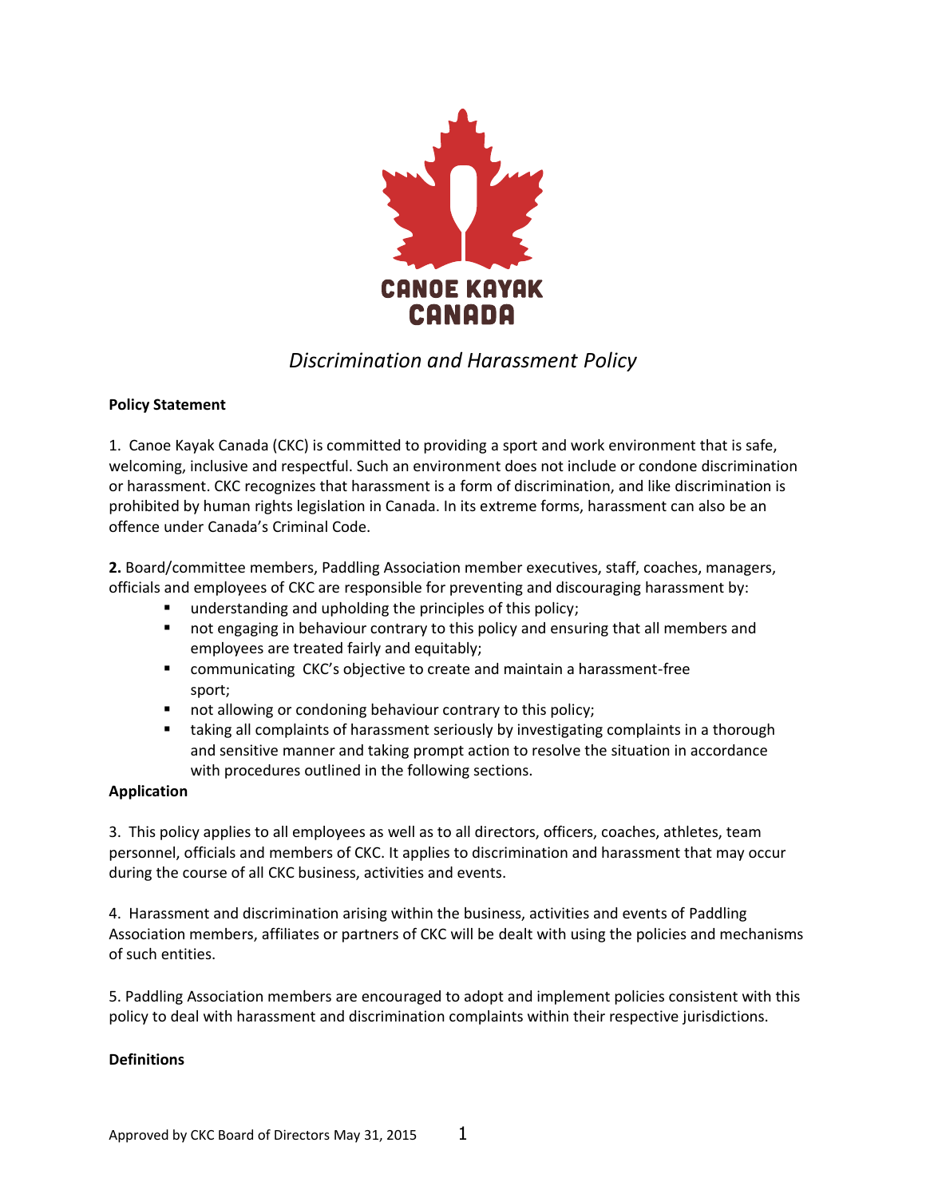CANOE KAYAK CANADA

# *Discrimination and Harassment Policy*

**Policy Statement**

1. Canoe Kayak Canada (CKC) is committed to providing a sport and work environment that is safe, welcoming, inclusive and respectful. Such an environment does not include or condone discrimination or harassment. CKC recognizes that harassment is a form of discrimination, and like discrimination is prohibited by human rights legislation in Canada. In its extreme forms, harassment can also be an offence under Canada's Criminal Code.

**2.** Board/committee members, Paddling Association member executives, staff, coaches, managers, officials and employees of CKC are responsible for preventing and discouraging harassment by:

- understanding and upholding the principles of this policy;
- not engaging in behaviour contrary to this policy and ensuring that all members and employees are treated fairly and equitably;
- communicating CKC's objective to create and maintain a harassment-free sport;
- not allowing or condoning behaviour contrary to this policy;
- taking all complaints of harassment seriously by investigating complaints in a thorough and sensitive manner and taking prompt action to resolve the situation in accordance with procedures outlined in the following sections.

**Application**

3. This policy applies to all employees as well as to all directors, officers, coaches, athletes, team personnel, officials and members of CKC. It applies to discrimination and harassment that may occur during the course of all CKC business, activities and events.

4. Harassment and discrimination arising within the business, activities and events of Paddling Association members, affiliates or partners of CKC will be dealt with using the policies and mechanisms of such entities.

5. Paddling Association members are encouraged to adopt and implement policies consistent with this policy to deal with harassment and discrimination complaints within their respective jurisdictions.

**Definitions**

Approved by CKC Board of Directors May 31, 2015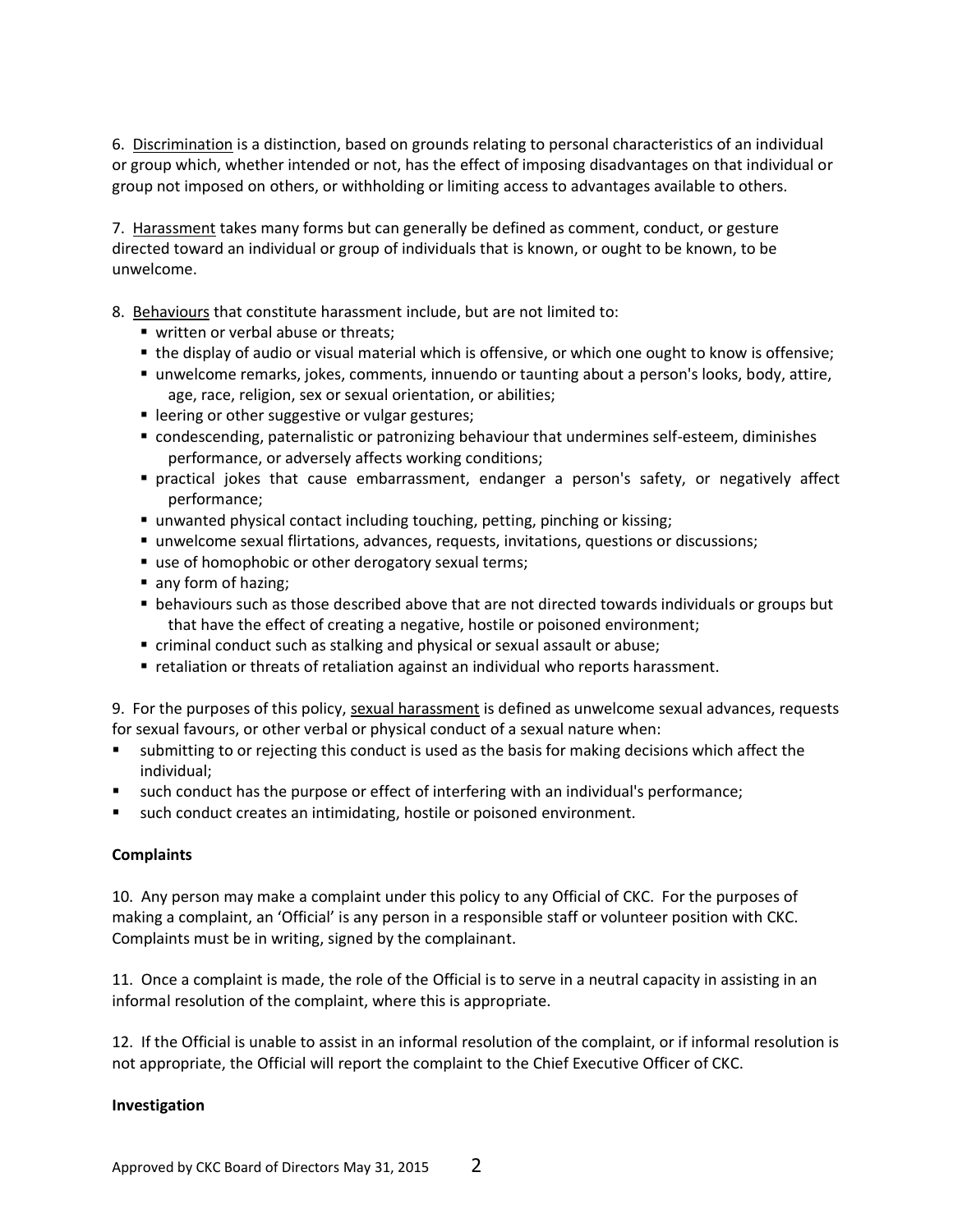6. Discrimination is a distinction, based on grounds relating to personal characteristics of an individual or group which, whether intended or not, has the effect of imposing disadvantages on that individual or group not imposed on others, or withholding or limiting access to advantages available to others.

7. Harassment takes many forms but can generally be defined as comment, conduct, or gesture directed toward an individual or group of individuals that is known, or ought to be known, to be unwelcome.

8. Behaviours that constitute harassment include, but are not limited to:

- written or verbal abuse or threats;
- the display of audio or visual material which is offensive, or which one ought to know is offensive;
- unwelcome remarks, jokes, comments, innuendo or taunting about a person's looks, body, attire, age, race, religion, sex or sexual orientation, or abilities;
- leering or other suggestive or vulgar gestures;
- condescending, paternalistic or patronizing behaviour that undermines self-esteem, diminishes performance, or adversely affects working conditions;
- practical jokes that cause embarrassment, endanger a person's safety, or negatively affect performance;
- unwanted physical contact including touching, petting, pinching or kissing;
- unwelcome sexual flirtations, advances, requests, invitations, questions or discussions;
- use of homophobic or other derogatory sexual terms;
- any form of hazing;
- behaviours such as those described above that are not directed towards individuals or groups but that have the effect of creating a negative, hostile or poisoned environment;
- criminal conduct such as stalking and physical or sexual assault or abuse;
- retaliation or threats of retaliation against an individual who reports harassment.

9. For the purposes of this policy, sexual harassment is defined as unwelcome sexual advances, requests for sexual favours, or other verbal or physical conduct of a sexual nature when:

- submitting to or rejecting this conduct is used as the basis for making decisions which affect the individual;
- such conduct has the purpose or effect of interfering with an individual's performance;
- such conduct creates an intimidating, hostile or poisoned environment.

**Complaints**

10. Any person may make a complaint under this policy to any Official of CKC. For the purposes of making a complaint, an 'Official' is any person in a responsible staff or volunteer position with CKC. Complaints must be in writing, signed by the complainant.

11. Once a complaint is made, the role of the Official is to serve in a neutral capacity in assisting in an informal resolution of the complaint, where this is appropriate.

12. If the Official is unable to assist in an informal resolution of the complaint, or if informal resolution is not appropriate, the Official will report the complaint to the Chief Executive Officer of CKC.

**Investigation**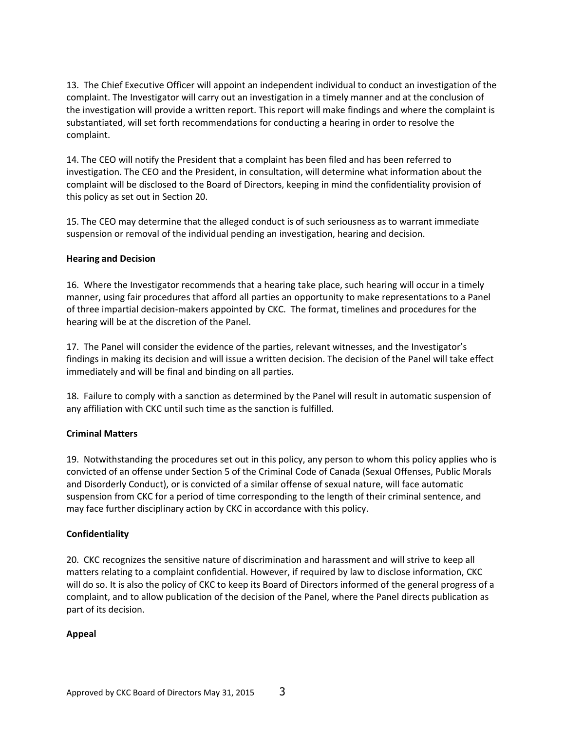13. The Chief Executive Officer will appoint an independent individual to conduct an investigation of the complaint. The Investigator will carry out an investigation in a timely manner and at the conclusion of the investigation will provide a written report. This report will make findings and where the complaint is substantiated, will set forth recommendations for conducting a hearing in order to resolve the complaint.

14. The CEO will notify the President that a complaint has been filed and has been referred to investigation. The CEO and the President, in consultation, will determine what information about the complaint will be disclosed to the Board of Directors, keeping in mind the confidentiality provision of this policy as set out in Section 20.

15. The CEO may determine that the alleged conduct is of such seriousness as to warrant immediate suspension or removal of the individual pending an investigation, hearing and decision.

**Hearing and Decision**

16. Where the Investigator recommends that a hearing take place, such hearing will occur in a timely manner, using fair procedures that afford all parties an opportunity to make representations to a Panel of three impartial decision-makers appointed by CKC. The format, timelines and procedures for the hearing will be at the discretion of the Panel.

17. The Panel will consider the evidence of the parties, relevant witnesses, and the Investigator's findings in making its decision and will issue a written decision. The decision of the Panel will take effect immediately and will be final and binding on all parties.

18. Failure to comply with a sanction as determined by the Panel will result in automatic suspension of any affiliation with CKC until such time as the sanction is fulfilled.

**Criminal Matters**

19. Notwithstanding the procedures set out in this policy, any person to whom this policy applies who is convicted of an offense under Section 5 of the Criminal Code of Canada (Sexual Offenses, Public Morals and Disorderly Conduct), or is convicted of a similar offense of sexual nature, will face automatic suspension from CKC for a period of time corresponding to the length of their criminal sentence, and may face further disciplinary action by CKC in accordance with this policy.

**Confidentiality**

20. CKC recognizes the sensitive nature of discrimination and harassment and will strive to keep all matters relating to a complaint confidential. However, if required by law to disclose information, CKC will do so. It is also the policy of CKC to keep its Board of Directors informed of the general progress of a complaint, and to allow publication of the decision of the Panel, where the Panel directs publication as part of its decision.

**Appeal**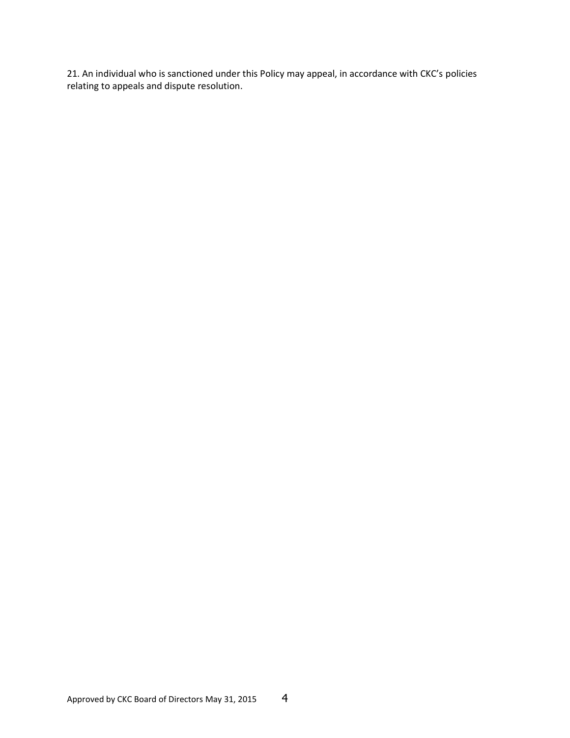21. An individual who is sanctioned under this Policy may appeal, in accordance with CKC's policies relating to appeals and dispute resolution.

Approved by CKC Board of Directors May 31, 2015